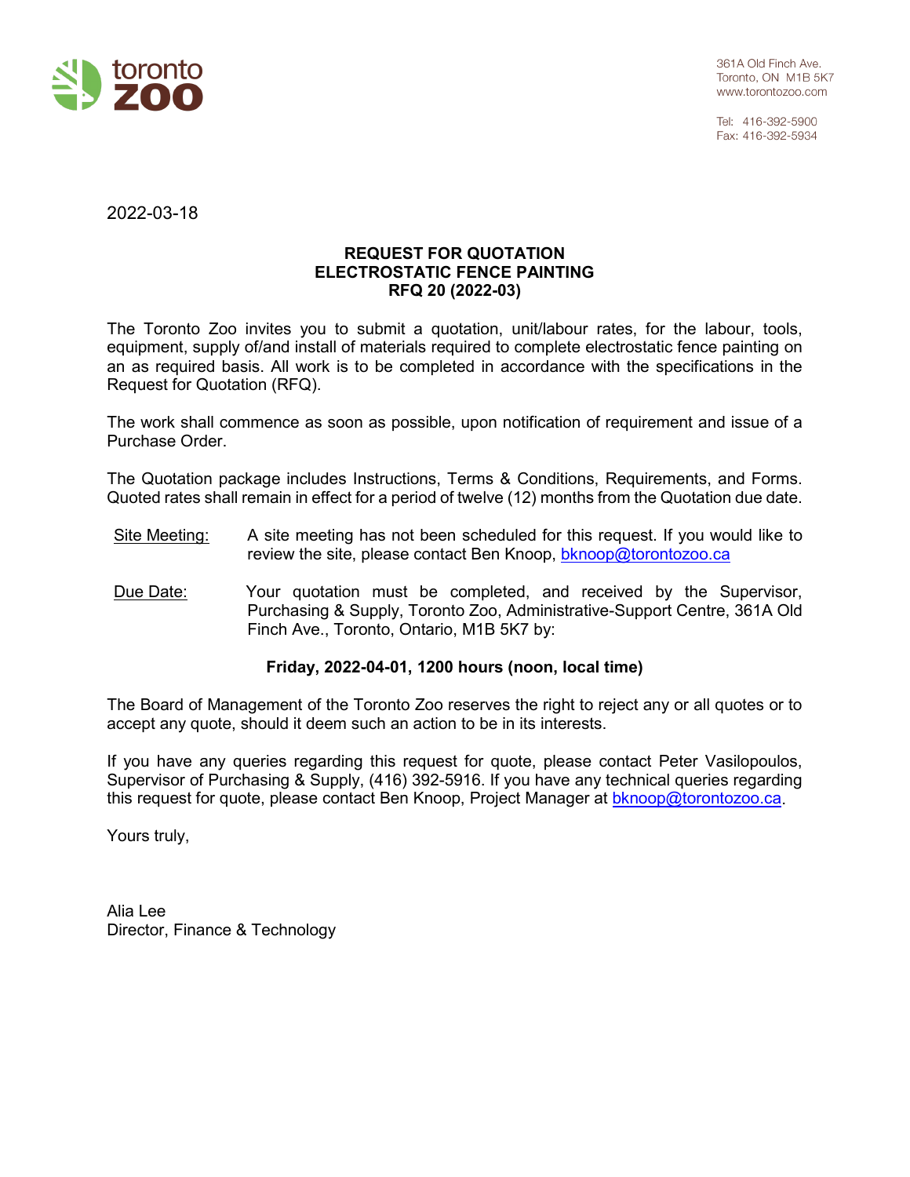toronto zoo

361A Old Finch Ave.
Toronto, ON M1B 5K7
www.torontozoo.com

Tel: 416-392-5900
Fax: 416-392-5934

2022-03-18

**REQUEST FOR QUOTATION**
**ELECTROSTATIC FENCE PAINTING**
**RFQ 20 (2022-03)**

The Toronto Zoo invites you to submit a quotation, unit/labour rates, for the labour, tools, equipment, supply of/and install of materials required to complete electrostatic fence painting on an as required basis. All work is to be completed in accordance with the specifications in the Request for Quotation (RFQ).

The work shall commence as soon as possible, upon notification of requirement and issue of a Purchase Order.

The Quotation package includes Instructions, Terms & Conditions, Requirements, and Forms. Quoted rates shall remain in effect for a period of twelve (12) months from the Quotation due date.

Site Meeting: A site meeting has not been scheduled for this request. If you would like to review the site, please contact Ben Knoop, bknoop@torontozoo.ca

Due Date: Your quotation must be completed, and received by the Supervisor, Purchasing & Supply, Toronto Zoo, Administrative-Support Centre, 361A Old Finch Ave., Toronto, Ontario, M1B 5K7 by:

**Friday, 2022-04-01, 1200 hours (noon, local time)**

The Board of Management of the Toronto Zoo reserves the right to reject any or all quotes or to accept any quote, should it deem such an action to be in its interests.

If you have any queries regarding this request for quote, please contact Peter Vasilopoulos, Supervisor of Purchasing & Supply, (416) 392-5916. If you have any technical queries regarding this request for quote, please contact Ben Knoop, Project Manager at bknoop@torontozoo.ca.

Yours truly,

Alia Lee
Director, Finance & Technology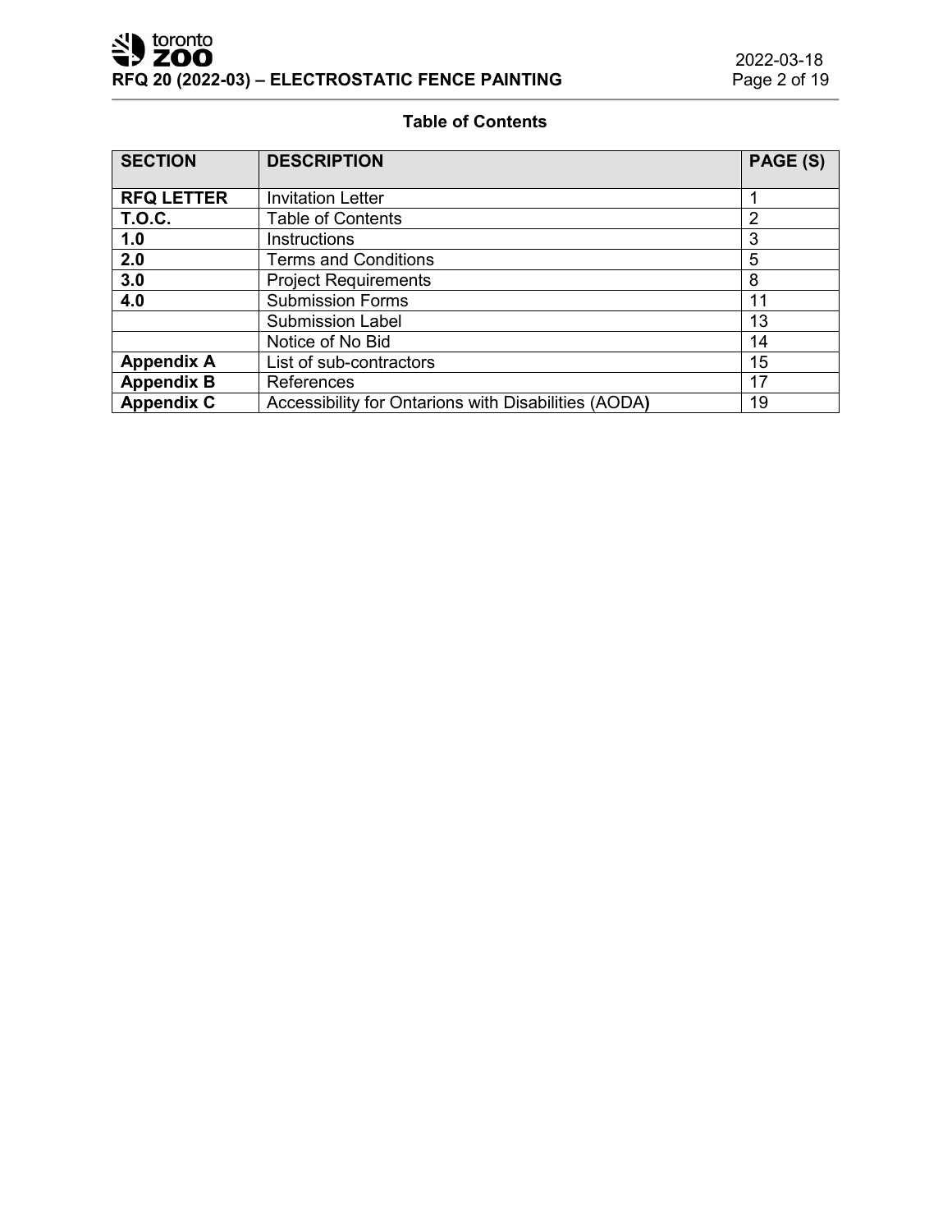**Table of Contents**

| SECTION | DESCRIPTION | PAGE (S) |
|---|---|---|
| **RFQ LETTER** | Invitation Letter | 1 |
| **T.O.C.** | Table of Contents | 2 |
| **1.0** | Instructions | 3 |
| **2.0** | Terms and Conditions | 5 |
| **3.0** | Project Requirements | 8 |
| **4.0** | Submission Forms | 11 |
| | Submission Label | 13 |
| | Notice of No Bid | 14 |
| **Appendix A** | List of sub-contractors | 15 |
| **Appendix B** | References | 17 |
| **Appendix C** | Accessibility for Ontarions with Disabilities (AODA) | 19 |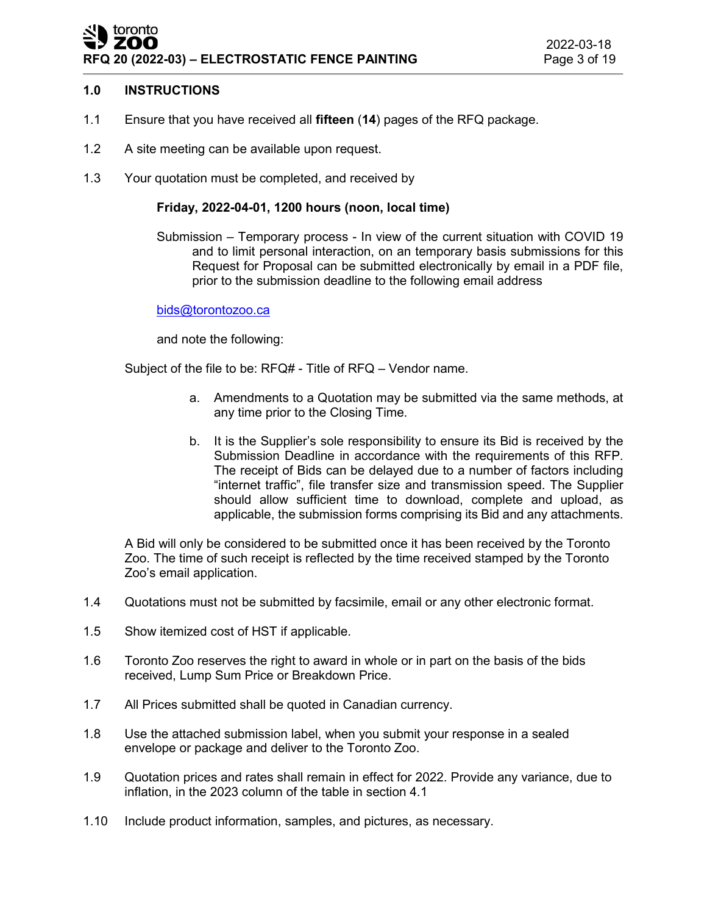## 1.0 INSTRUCTIONS

1.1 Ensure that you have received all **fifteen** (**14**) pages of the RFQ package.

1.2 A site meeting can be available upon request.

1.3 Your quotation must be completed, and received by

**Friday, 2022-04-01, 1200 hours (noon, local time)**

Submission – Temporary process - In view of the current situation with COVID 19 and to limit personal interaction, on an temporary basis submissions for this Request for Proposal can be submitted electronically by email in a PDF file, prior to the submission deadline to the following email address

bids@torontozoo.ca

and note the following:

Subject of the file to be: RFQ# - Title of RFQ – Vendor name.

a. Amendments to a Quotation may be submitted via the same methods, at any time prior to the Closing Time.

b. It is the Supplier's sole responsibility to ensure its Bid is received by the Submission Deadline in accordance with the requirements of this RFP. The receipt of Bids can be delayed due to a number of factors including "internet traffic", file transfer size and transmission speed. The Supplier should allow sufficient time to download, complete and upload, as applicable, the submission forms comprising its Bid and any attachments.

A Bid will only be considered to be submitted once it has been received by the Toronto Zoo. The time of such receipt is reflected by the time received stamped by the Toronto Zoo's email application.

1.4 Quotations must not be submitted by facsimile, email or any other electronic format.

1.5 Show itemized cost of HST if applicable.

1.6 Toronto Zoo reserves the right to award in whole or in part on the basis of the bids received, Lump Sum Price or Breakdown Price.

1.7 All Prices submitted shall be quoted in Canadian currency.

1.8 Use the attached submission label, when you submit your response in a sealed envelope or package and deliver to the Toronto Zoo.

1.9 Quotation prices and rates shall remain in effect for 2022. Provide any variance, due to inflation, in the 2023 column of the table in section 4.1

1.10 Include product information, samples, and pictures, as necessary.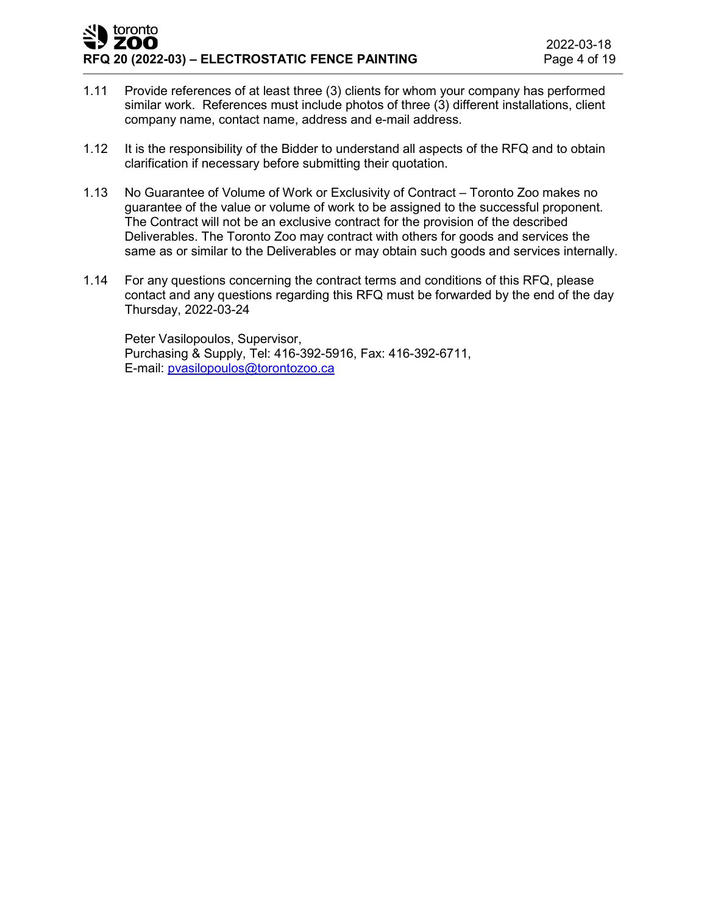1.11 Provide references of at least three (3) clients for whom your company has performed similar work. References must include photos of three (3) different installations, client company name, contact name, address and e-mail address.

1.12 It is the responsibility of the Bidder to understand all aspects of the RFQ and to obtain clarification if necessary before submitting their quotation.

1.13 No Guarantee of Volume of Work or Exclusivity of Contract – Toronto Zoo makes no guarantee of the value or volume of work to be assigned to the successful proponent. The Contract will not be an exclusive contract for the provision of the described Deliverables. The Toronto Zoo may contract with others for goods and services the same as or similar to the Deliverables or may obtain such goods and services internally.

1.14 For any questions concerning the contract terms and conditions of this RFQ, please contact and any questions regarding this RFQ must be forwarded by the end of the day Thursday, 2022-03-24

Peter Vasilopoulos, Supervisor,
Purchasing & Supply, Tel: 416-392-5916, Fax: 416-392-6711,
E-mail: pvasilopoulos@torontozoo.ca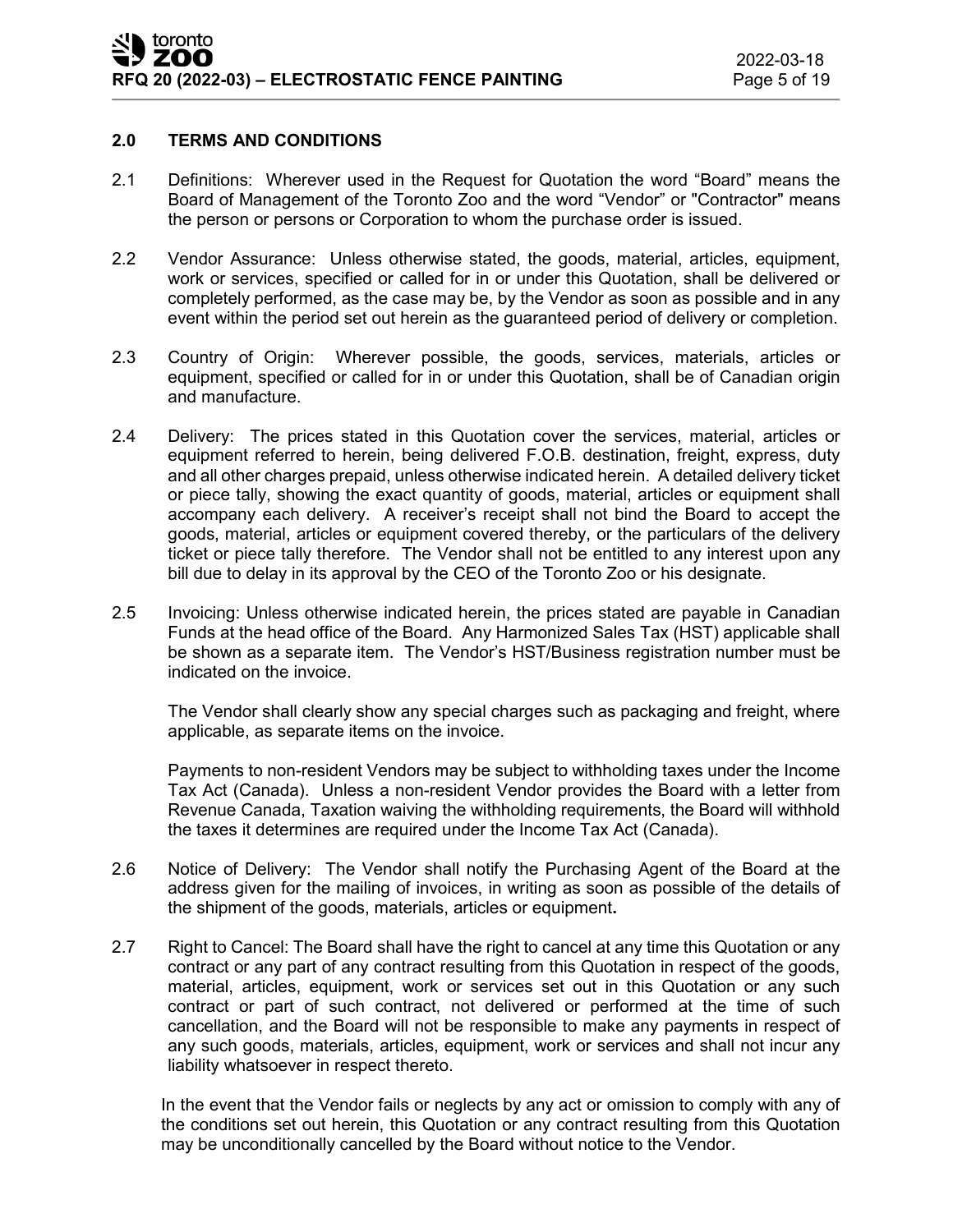## 2.0 TERMS AND CONDITIONS

2.1 Definitions: Wherever used in the Request for Quotation the word "Board" means the Board of Management of the Toronto Zoo and the word "Vendor" or "Contractor" means the person or persons or Corporation to whom the purchase order is issued.

2.2 Vendor Assurance: Unless otherwise stated, the goods, material, articles, equipment, work or services, specified or called for in or under this Quotation, shall be delivered or completely performed, as the case may be, by the Vendor as soon as possible and in any event within the period set out herein as the guaranteed period of delivery or completion.

2.3 Country of Origin: Wherever possible, the goods, services, materials, articles or equipment, specified or called for in or under this Quotation, shall be of Canadian origin and manufacture.

2.4 Delivery: The prices stated in this Quotation cover the services, material, articles or equipment referred to herein, being delivered F.O.B. destination, freight, express, duty and all other charges prepaid, unless otherwise indicated herein. A detailed delivery ticket or piece tally, showing the exact quantity of goods, material, articles or equipment shall accompany each delivery. A receiver's receipt shall not bind the Board to accept the goods, material, articles or equipment covered thereby, or the particulars of the delivery ticket or piece tally therefore. The Vendor shall not be entitled to any interest upon any bill due to delay in its approval by the CEO of the Toronto Zoo or his designate.

2.5 Invoicing: Unless otherwise indicated herein, the prices stated are payable in Canadian Funds at the head office of the Board. Any Harmonized Sales Tax (HST) applicable shall be shown as a separate item. The Vendor's HST/Business registration number must be indicated on the invoice.

The Vendor shall clearly show any special charges such as packaging and freight, where applicable, as separate items on the invoice.

Payments to non-resident Vendors may be subject to withholding taxes under the Income Tax Act (Canada). Unless a non-resident Vendor provides the Board with a letter from Revenue Canada, Taxation waiving the withholding requirements, the Board will withhold the taxes it determines are required under the Income Tax Act (Canada).

2.6 Notice of Delivery: The Vendor shall notify the Purchasing Agent of the Board at the address given for the mailing of invoices, in writing as soon as possible of the details of the shipment of the goods, materials, articles or equipment**.**

2.7 Right to Cancel: The Board shall have the right to cancel at any time this Quotation or any contract or any part of any contract resulting from this Quotation in respect of the goods, material, articles, equipment, work or services set out in this Quotation or any such contract or part of such contract, not delivered or performed at the time of such cancellation, and the Board will not be responsible to make any payments in respect of any such goods, materials, articles, equipment, work or services and shall not incur any liability whatsoever in respect thereto.

In the event that the Vendor fails or neglects by any act or omission to comply with any of the conditions set out herein, this Quotation or any contract resulting from this Quotation may be unconditionally cancelled by the Board without notice to the Vendor.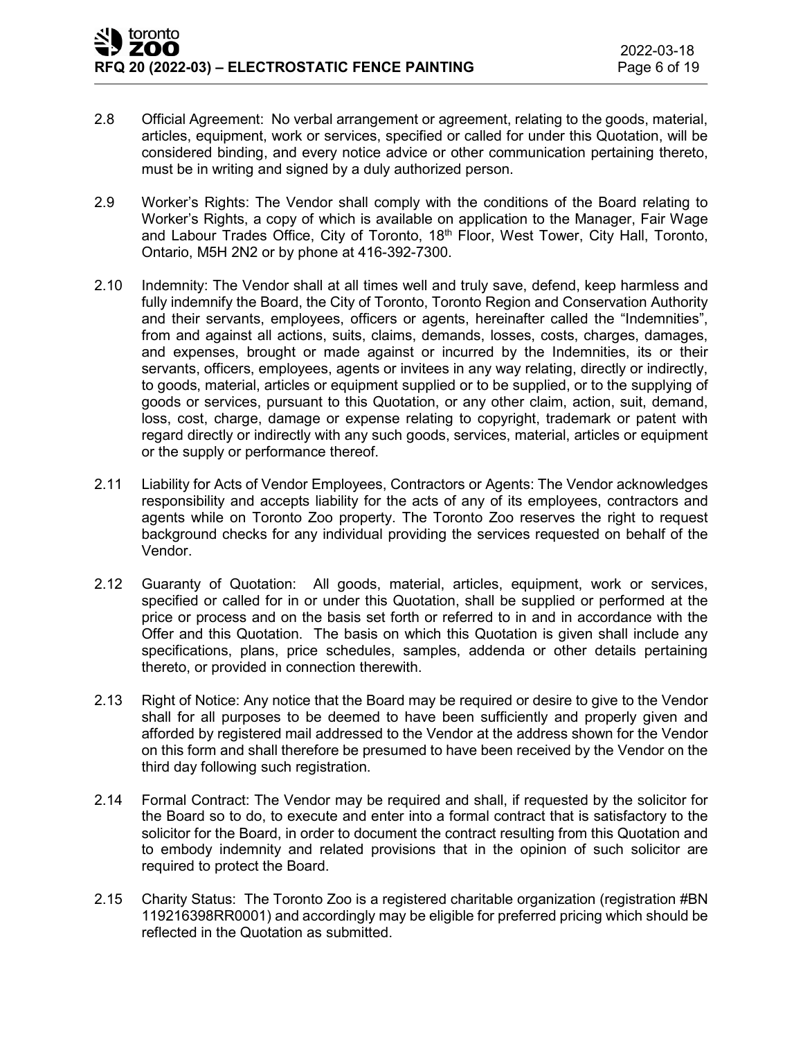2.8 Official Agreement: No verbal arrangement or agreement, relating to the goods, material, articles, equipment, work or services, specified or called for under this Quotation, will be considered binding, and every notice advice or other communication pertaining thereto, must be in writing and signed by a duly authorized person.

2.9 Worker's Rights: The Vendor shall comply with the conditions of the Board relating to Worker's Rights, a copy of which is available on application to the Manager, Fair Wage and Labour Trades Office, City of Toronto, 18th Floor, West Tower, City Hall, Toronto, Ontario, M5H 2N2 or by phone at 416-392-7300.

2.10 Indemnity: The Vendor shall at all times well and truly save, defend, keep harmless and fully indemnify the Board, the City of Toronto, Toronto Region and Conservation Authority and their servants, employees, officers or agents, hereinafter called the "Indemnities", from and against all actions, suits, claims, demands, losses, costs, charges, damages, and expenses, brought or made against or incurred by the Indemnities, its or their servants, officers, employees, agents or invitees in any way relating, directly or indirectly, to goods, material, articles or equipment supplied or to be supplied, or to the supplying of goods or services, pursuant to this Quotation, or any other claim, action, suit, demand, loss, cost, charge, damage or expense relating to copyright, trademark or patent with regard directly or indirectly with any such goods, services, material, articles or equipment or the supply or performance thereof.

2.11 Liability for Acts of Vendor Employees, Contractors or Agents: The Vendor acknowledges responsibility and accepts liability for the acts of any of its employees, contractors and agents while on Toronto Zoo property. The Toronto Zoo reserves the right to request background checks for any individual providing the services requested on behalf of the Vendor.

2.12 Guaranty of Quotation: All goods, material, articles, equipment, work or services, specified or called for in or under this Quotation, shall be supplied or performed at the price or process and on the basis set forth or referred to in and in accordance with the Offer and this Quotation. The basis on which this Quotation is given shall include any specifications, plans, price schedules, samples, addenda or other details pertaining thereto, or provided in connection therewith.

2.13 Right of Notice: Any notice that the Board may be required or desire to give to the Vendor shall for all purposes to be deemed to have been sufficiently and properly given and afforded by registered mail addressed to the Vendor at the address shown for the Vendor on this form and shall therefore be presumed to have been received by the Vendor on the third day following such registration.

2.14 Formal Contract: The Vendor may be required and shall, if requested by the solicitor for the Board so to do, to execute and enter into a formal contract that is satisfactory to the solicitor for the Board, in order to document the contract resulting from this Quotation and to embody indemnity and related provisions that in the opinion of such solicitor are required to protect the Board.

2.15 Charity Status: The Toronto Zoo is a registered charitable organization (registration #BN 119216398RR0001) and accordingly may be eligible for preferred pricing which should be reflected in the Quotation as submitted.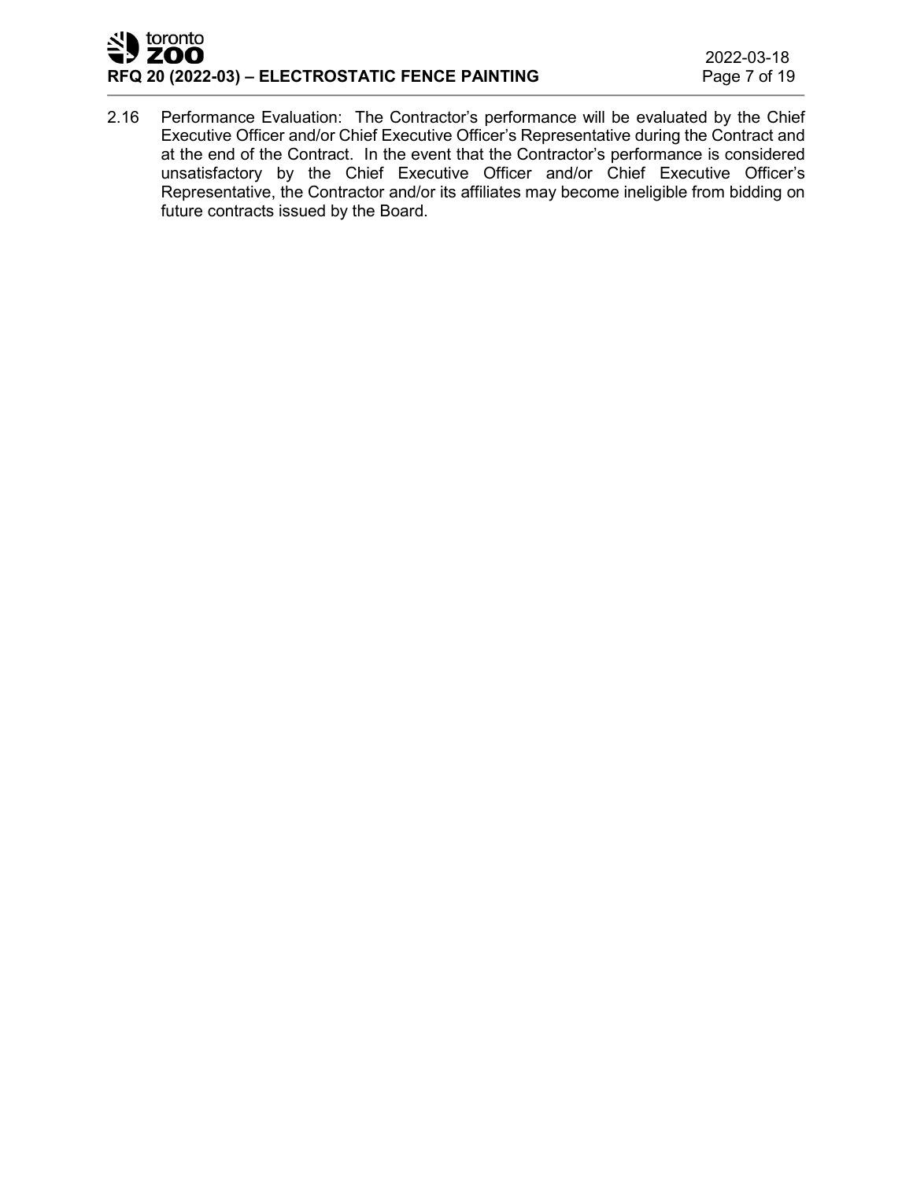2.16 Performance Evaluation: The Contractor's performance will be evaluated by the Chief Executive Officer and/or Chief Executive Officer's Representative during the Contract and at the end of the Contract. In the event that the Contractor's performance is considered unsatisfactory by the Chief Executive Officer and/or Chief Executive Officer's Representative, the Contractor and/or its affiliates may become ineligible from bidding on future contracts issued by the Board.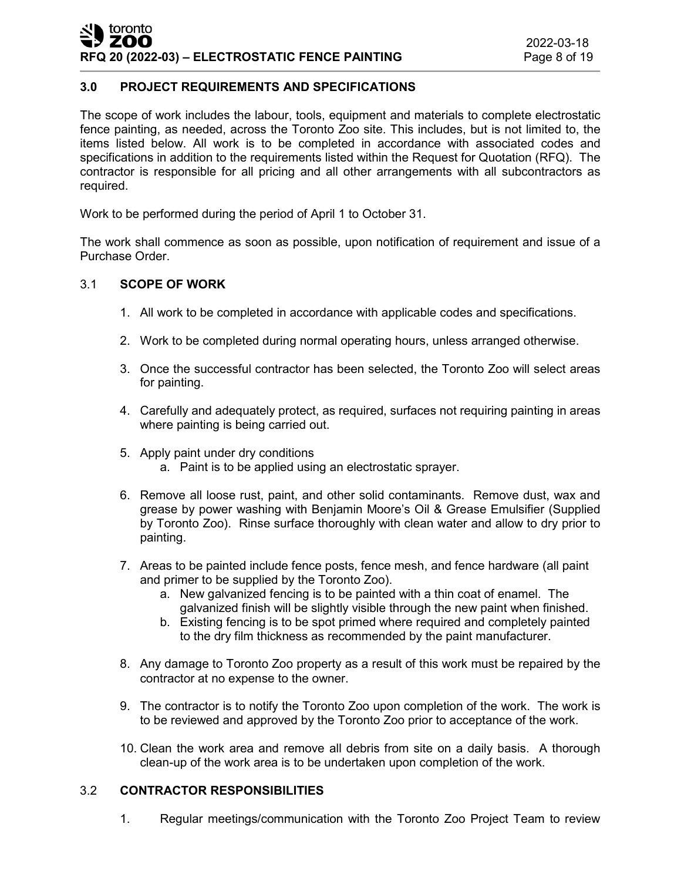## 3.0 PROJECT REQUIREMENTS AND SPECIFICATIONS

The scope of work includes the labour, tools, equipment and materials to complete electrostatic fence painting, as needed, across the Toronto Zoo site. This includes, but is not limited to, the items listed below. All work is to be completed in accordance with associated codes and specifications in addition to the requirements listed within the Request for Quotation (RFQ). The contractor is responsible for all pricing and all other arrangements with all subcontractors as required.

Work to be performed during the period of April 1 to October 31.

The work shall commence as soon as possible, upon notification of requirement and issue of a Purchase Order.

### 3.1 SCOPE OF WORK

1. All work to be completed in accordance with applicable codes and specifications.
2. Work to be completed during normal operating hours, unless arranged otherwise.
3. Once the successful contractor has been selected, the Toronto Zoo will select areas for painting.
4. Carefully and adequately protect, as required, surfaces not requiring painting in areas where painting is being carried out.
5. Apply paint under dry conditions
   a. Paint is to be applied using an electrostatic sprayer.
6. Remove all loose rust, paint, and other solid contaminants. Remove dust, wax and grease by power washing with Benjamin Moore's Oil & Grease Emulsifier (Supplied by Toronto Zoo). Rinse surface thoroughly with clean water and allow to dry prior to painting.
7. Areas to be painted include fence posts, fence mesh, and fence hardware (all paint and primer to be supplied by the Toronto Zoo).
   a. New galvanized fencing is to be painted with a thin coat of enamel. The galvanized finish will be slightly visible through the new paint when finished.
   b. Existing fencing is to be spot primed where required and completely painted to the dry film thickness as recommended by the paint manufacturer.
8. Any damage to Toronto Zoo property as a result of this work must be repaired by the contractor at no expense to the owner.
9. The contractor is to notify the Toronto Zoo upon completion of the work. The work is to be reviewed and approved by the Toronto Zoo prior to acceptance of the work.
10. Clean the work area and remove all debris from site on a daily basis. A thorough clean-up of the work area is to be undertaken upon completion of the work.

### 3.2 CONTRACTOR RESPONSIBILITIES

1. Regular meetings/communication with the Toronto Zoo Project Team to review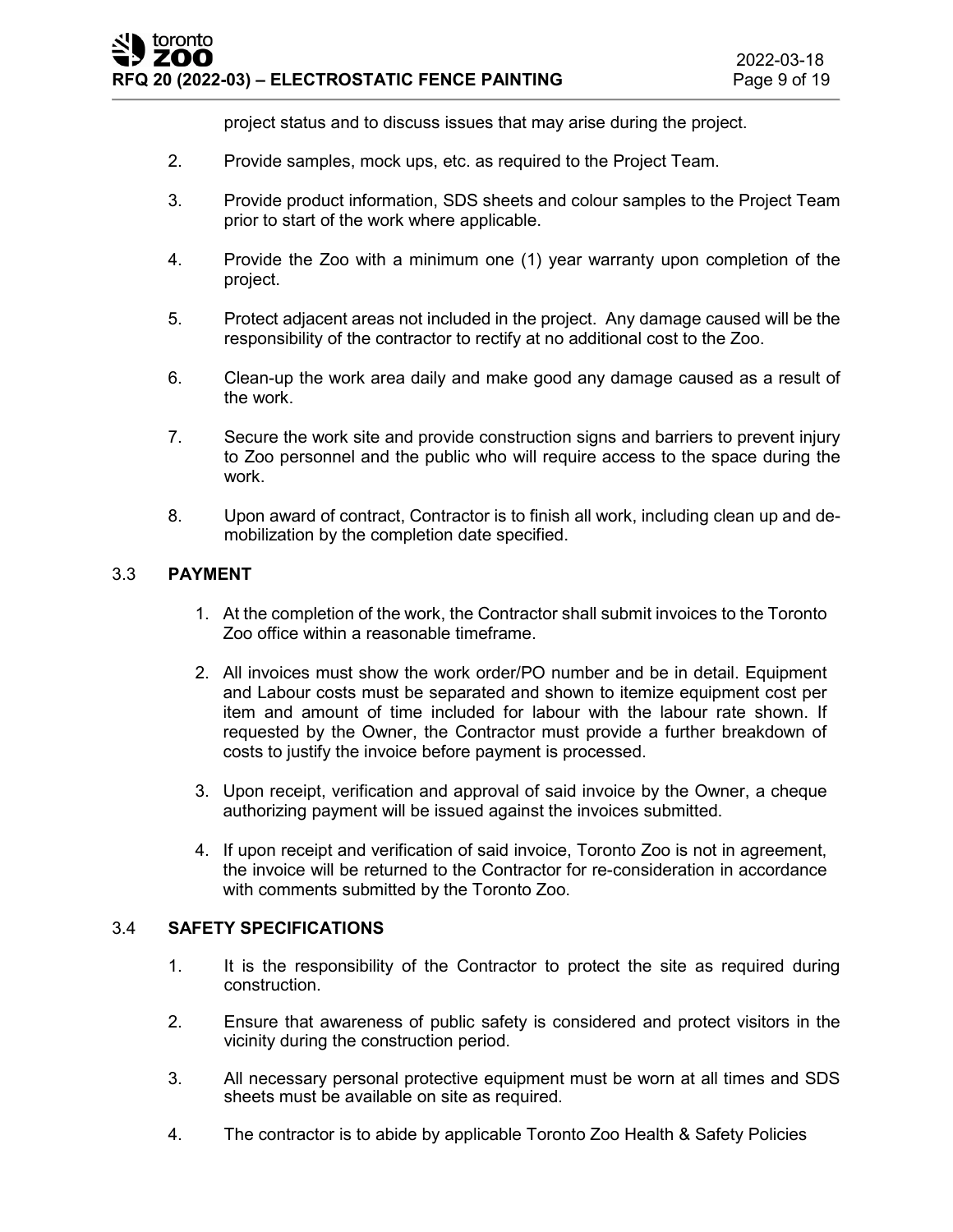project status and to discuss issues that may arise during the project.

2. Provide samples, mock ups, etc. as required to the Project Team.

3. Provide product information, SDS sheets and colour samples to the Project Team prior to start of the work where applicable.

4. Provide the Zoo with a minimum one (1) year warranty upon completion of the project.

5. Protect adjacent areas not included in the project. Any damage caused will be the responsibility of the contractor to rectify at no additional cost to the Zoo.

6. Clean-up the work area daily and make good any damage caused as a result of the work.

7. Secure the work site and provide construction signs and barriers to prevent injury to Zoo personnel and the public who will require access to the space during the work.

8. Upon award of contract, Contractor is to finish all work, including clean up and de-mobilization by the completion date specified.

### 3.3 **PAYMENT**

1. At the completion of the work, the Contractor shall submit invoices to the Toronto Zoo office within a reasonable timeframe.

2. All invoices must show the work order/PO number and be in detail. Equipment and Labour costs must be separated and shown to itemize equipment cost per item and amount of time included for labour with the labour rate shown. If requested by the Owner, the Contractor must provide a further breakdown of costs to justify the invoice before payment is processed.

3. Upon receipt, verification and approval of said invoice by the Owner, a cheque authorizing payment will be issued against the invoices submitted.

4. If upon receipt and verification of said invoice, Toronto Zoo is not in agreement, the invoice will be returned to the Contractor for re-consideration in accordance with comments submitted by the Toronto Zoo.

### 3.4 **SAFETY SPECIFICATIONS**

1. It is the responsibility of the Contractor to protect the site as required during construction.

2. Ensure that awareness of public safety is considered and protect visitors in the vicinity during the construction period.

3. All necessary personal protective equipment must be worn at all times and SDS sheets must be available on site as required.

4. The contractor is to abide by applicable Toronto Zoo Health & Safety Policies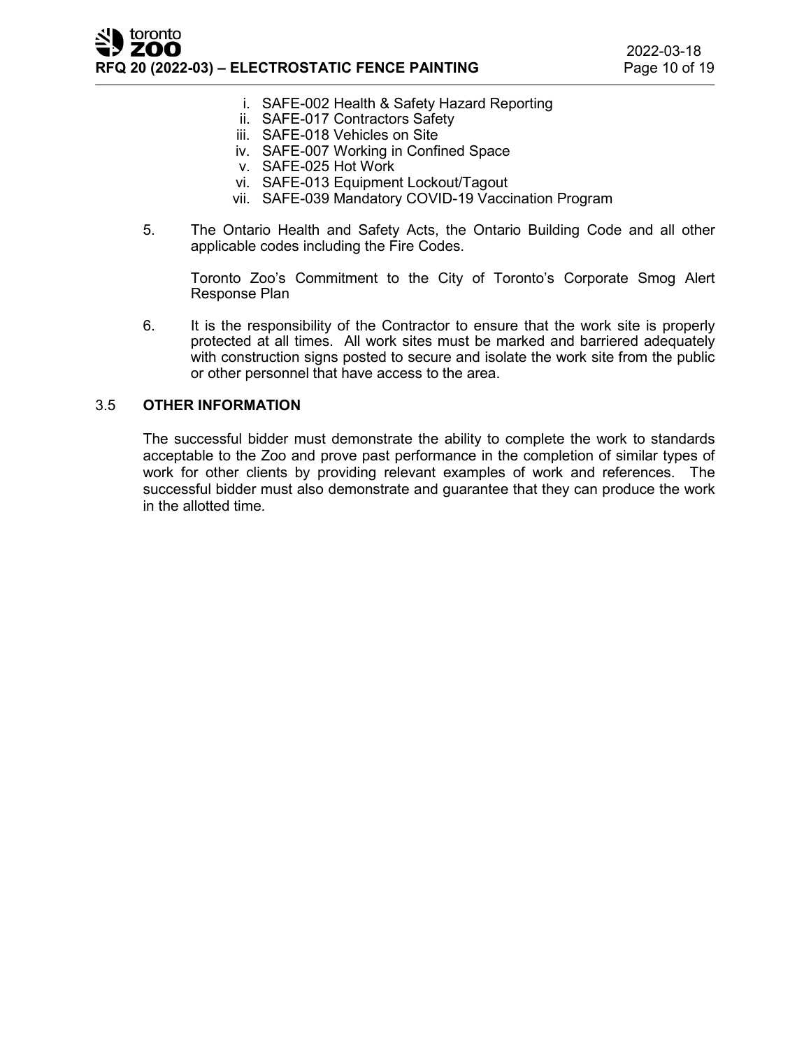i. SAFE-002 Health & Safety Hazard Reporting
ii. SAFE-017 Contractors Safety
iii. SAFE-018 Vehicles on Site
iv. SAFE-007 Working in Confined Space
v. SAFE-025 Hot Work
vi. SAFE-013 Equipment Lockout/Tagout
vii. SAFE-039 Mandatory COVID-19 Vaccination Program

5. The Ontario Health and Safety Acts, the Ontario Building Code and all other applicable codes including the Fire Codes.

   Toronto Zoo's Commitment to the City of Toronto's Corporate Smog Alert Response Plan

6. It is the responsibility of the Contractor to ensure that the work site is properly protected at all times. All work sites must be marked and barriered adequately with construction signs posted to secure and isolate the work site from the public or other personnel that have access to the area.

### 3.5 OTHER INFORMATION

The successful bidder must demonstrate the ability to complete the work to standards acceptable to the Zoo and prove past performance in the completion of similar types of work for other clients by providing relevant examples of work and references. The successful bidder must also demonstrate and guarantee that they can produce the work in the allotted time.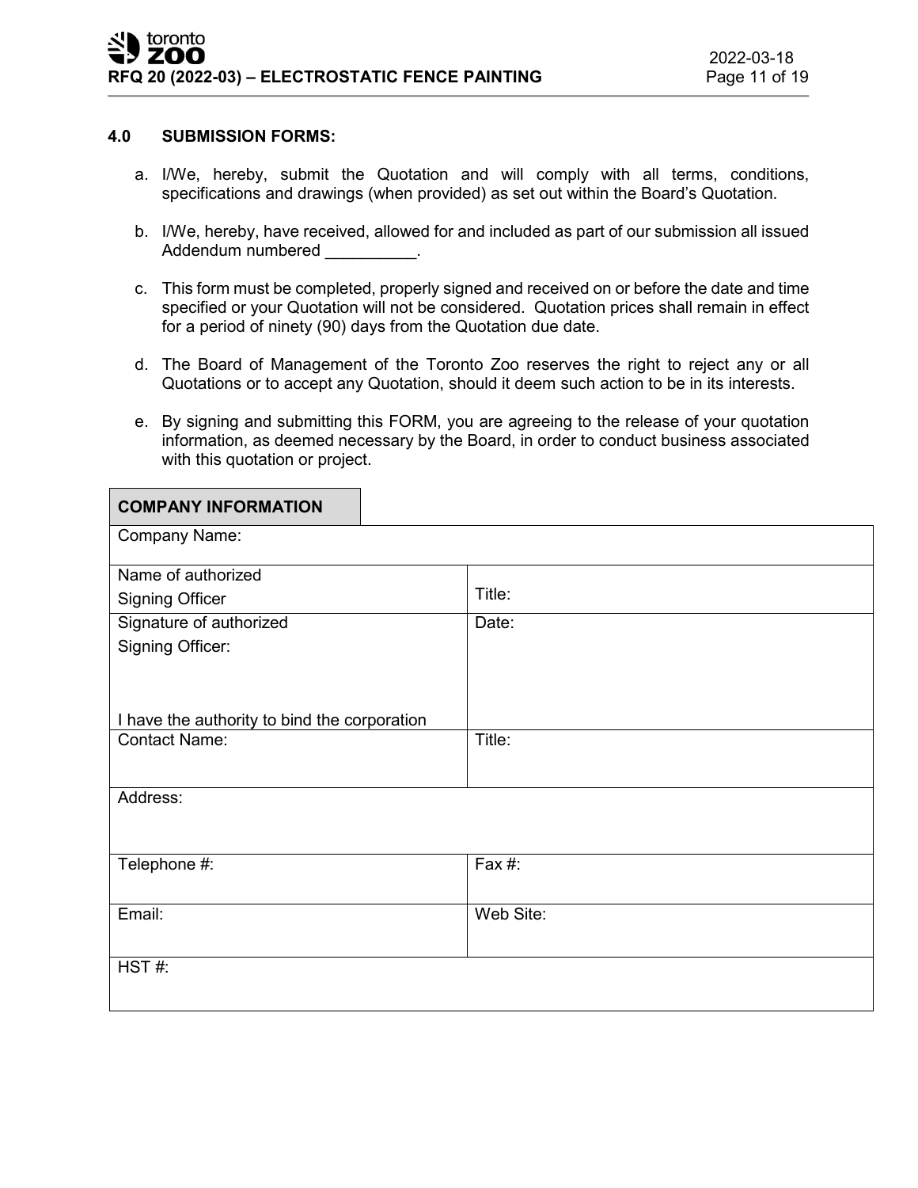## 4.0 SUBMISSION FORMS:

a. I/We, hereby, submit the Quotation and will comply with all terms, conditions, specifications and drawings (when provided) as set out within the Board's Quotation.

b. I/We, hereby, have received, allowed for and included as part of our submission all issued Addendum numbered __________.

c. This form must be completed, properly signed and received on or before the date and time specified or your Quotation will not be considered. Quotation prices shall remain in effect for a period of ninety (90) days from the Quotation due date.

d. The Board of Management of the Toronto Zoo reserves the right to reject any or all Quotations or to accept any Quotation, should it deem such action to be in its interests.

e. By signing and submitting this FORM, you are agreeing to the release of your quotation information, as deemed necessary by the Board, in order to conduct business associated with this quotation or project.

| **COMPANY INFORMATION** | |
|---|---|
| Company Name: | |
| Name of authorized Signing Officer | Title: |
| Signature of authorized Signing Officer:<br><br>I have the authority to bind the corporation | Date: |
| Contact Name: | Title: |
| Address: | |
| Telephone #: | Fax #: |
| Email: | Web Site: |
| HST #: | |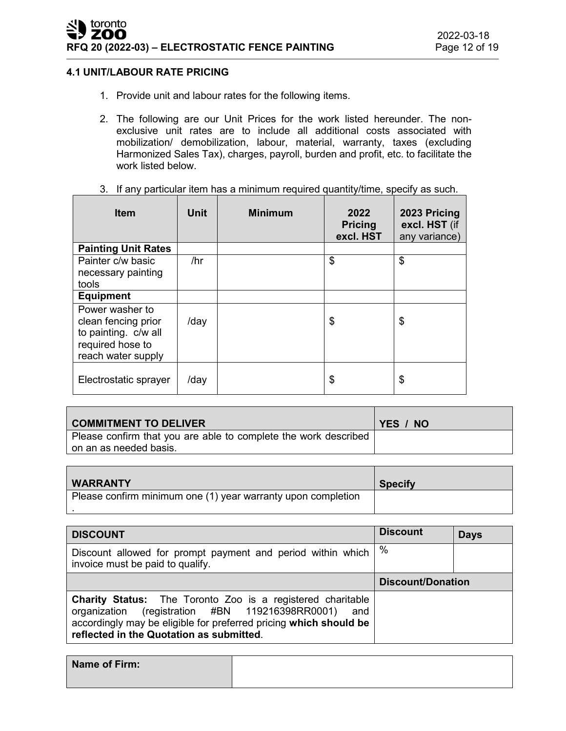### 4.1 UNIT/LABOUR RATE PRICING

1. Provide unit and labour rates for the following items.
2. The following are our Unit Prices for the work listed hereunder. The non-exclusive unit rates are to include all additional costs associated with mobilization/ demobilization, labour, material, warranty, taxes (excluding Harmonized Sales Tax), charges, payroll, burden and profit, etc. to facilitate the work listed below.
3. If any particular item has a minimum required quantity/time, specify as such.

| Item | Unit | Minimum | 2022 Pricing excl. HST | 2023 Pricing excl. HST (if any variance) |
|---|---|---|---|---|
| **Painting Unit Rates** | | | | |
| Painter c/w basic necessary painting tools | /hr | | $ | $ |
| **Equipment** | | | | |
| Power washer to clean fencing prior to painting. c/w all required hose to reach water supply | /day | | $ | $ |
| Electrostatic sprayer | /day | | $ | $ |

| COMMITMENT TO DELIVER | YES / NO |
|---|---|
| Please confirm that you are able to complete the work described on an as needed basis. | |

| WARRANTY | Specify |
|---|---|
| Please confirm minimum one (1) year warranty upon completion . | |

| DISCOUNT | Discount | Days |
|---|---|---|
| Discount allowed for prompt payment and period within which invoice must be paid to qualify. | % | |
| | **Discount/Donation** | |
| **Charity Status:** The Toronto Zoo is a registered charitable organization (registration #BN 119216398RR0001) and accordingly may be eligible for preferred pricing **which should be reflected in the Quotation as submitted**. | | |

| Name of Firm: | |
|---|---|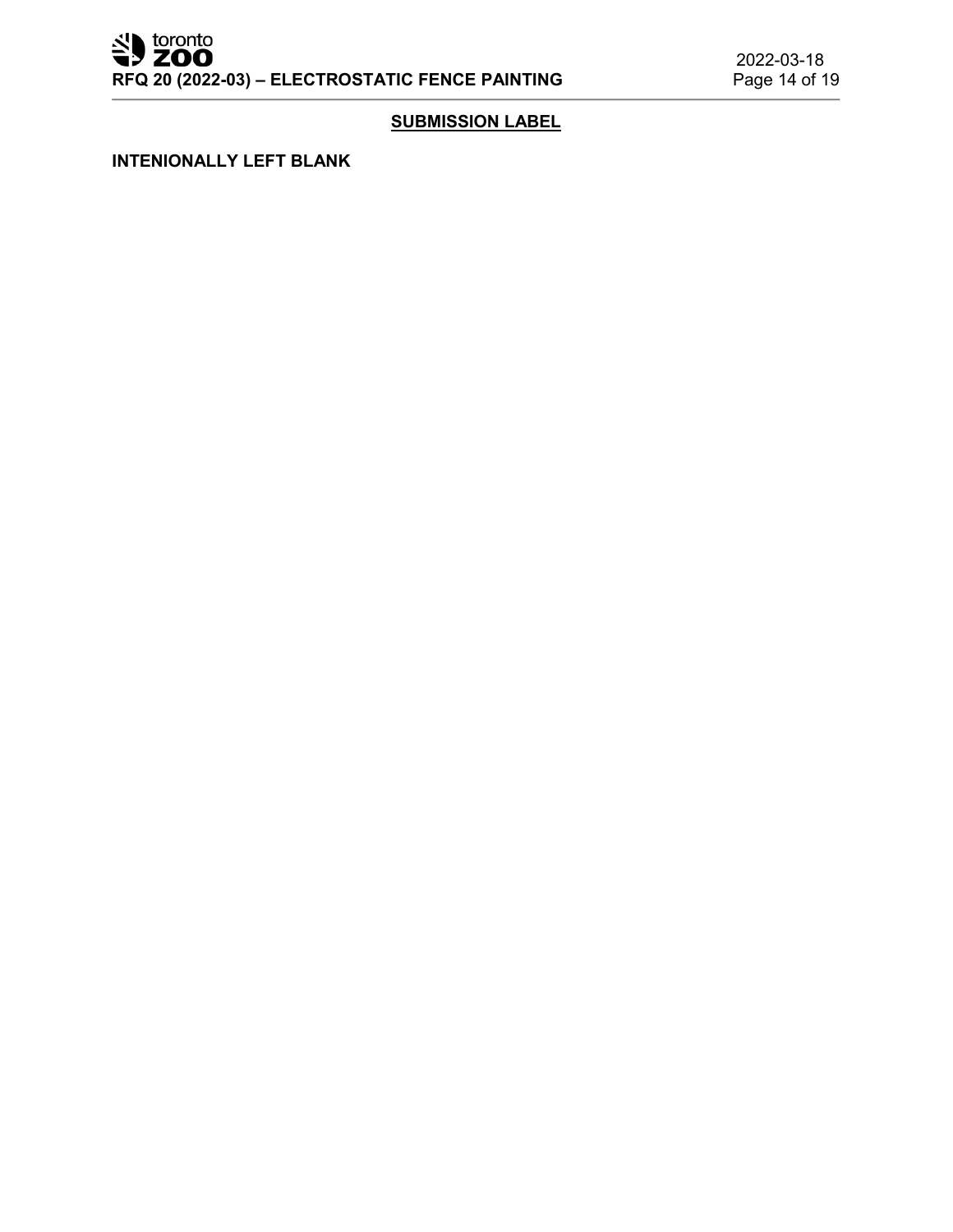## SUBMISSION LABEL

**INTENIONALLY LEFT BLANK**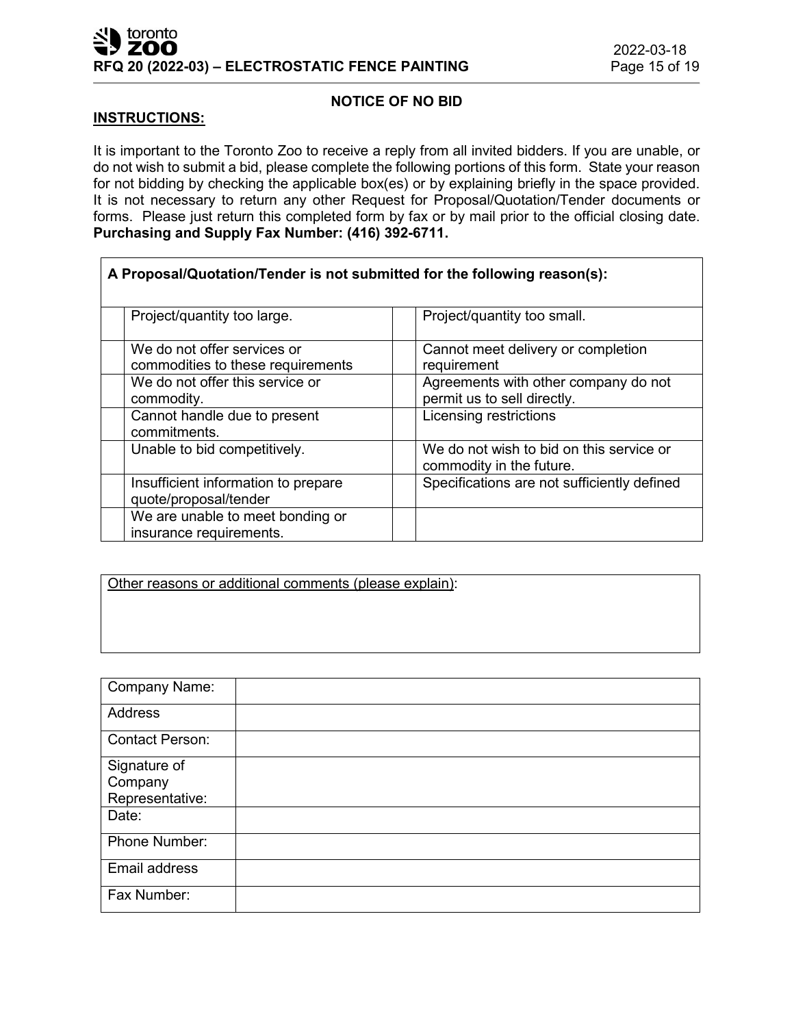## NOTICE OF NO BID

**INSTRUCTIONS:**

It is important to the Toronto Zoo to receive a reply from all invited bidders. If you are unable, or do not wish to submit a bid, please complete the following portions of this form. State your reason for not bidding by checking the applicable box(es) or by explaining briefly in the space provided. It is not necessary to return any other Request for Proposal/Quotation/Tender documents or forms. Please just return this completed form by fax or by mail prior to the official closing date. **Purchasing and Supply Fax Number: (416) 392-6711.**

**A Proposal/Quotation/Tender is not submitted for the following reason(s):**

| | | | |
|---|---|---|---|
| | Project/quantity too large. | | Project/quantity too small. |
| | We do not offer services or commodities to these requirements | | Cannot meet delivery or completion requirement |
| | We do not offer this service or commodity. | | Agreements with other company do not permit us to sell directly. |
| | Cannot handle due to present commitments. | | Licensing restrictions |
| | Unable to bid competitively. | | We do not wish to bid on this service or commodity in the future. |
| | Insufficient information to prepare quote/proposal/tender | | Specifications are not sufficiently defined |
| | We are unable to meet bonding or insurance requirements. | | |

Other reasons or additional comments (please explain):

| | |
|---|---|
| Company Name: | |
| Address | |
| Contact Person: | |
| Signature of Company Representative: | |
| Date: | |
| Phone Number: | |
| Email address | |
| Fax Number: | |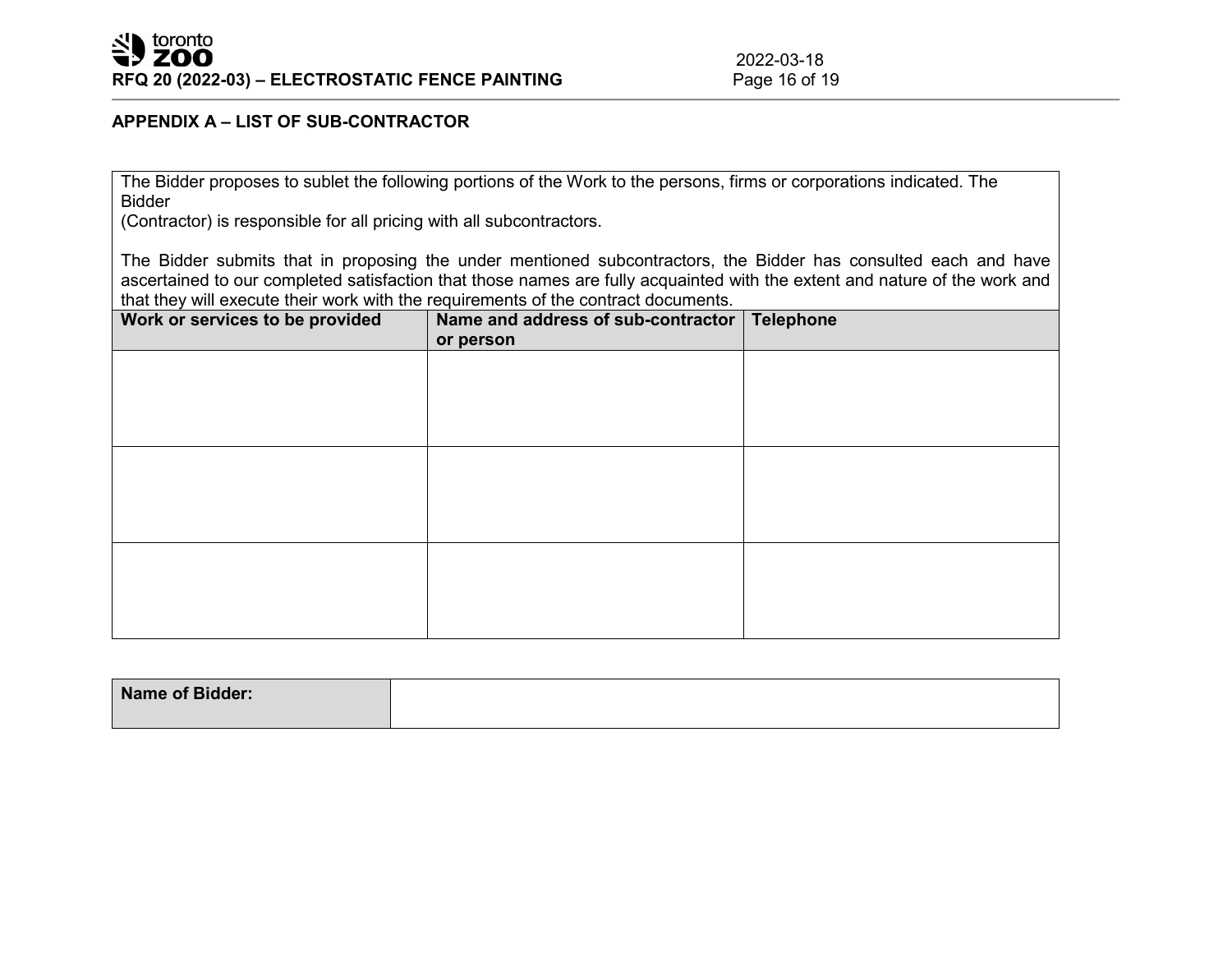## APPENDIX A – LIST OF SUB-CONTRACTOR

The Bidder proposes to sublet the following portions of the Work to the persons, firms or corporations indicated. The Bidder
(Contractor) is responsible for all pricing with all subcontractors.

The Bidder submits that in proposing the under mentioned subcontractors, the Bidder has consulted each and have ascertained to our completed satisfaction that those names are fully acquainted with the extent and nature of the work and that they will execute their work with the requirements of the contract documents.

| Work or services to be provided | Name and address of sub-contractor or person | Telephone |
|---|---|---|
| | | |
| | | |
| | | |

| Name of Bidder: | |
|---|---|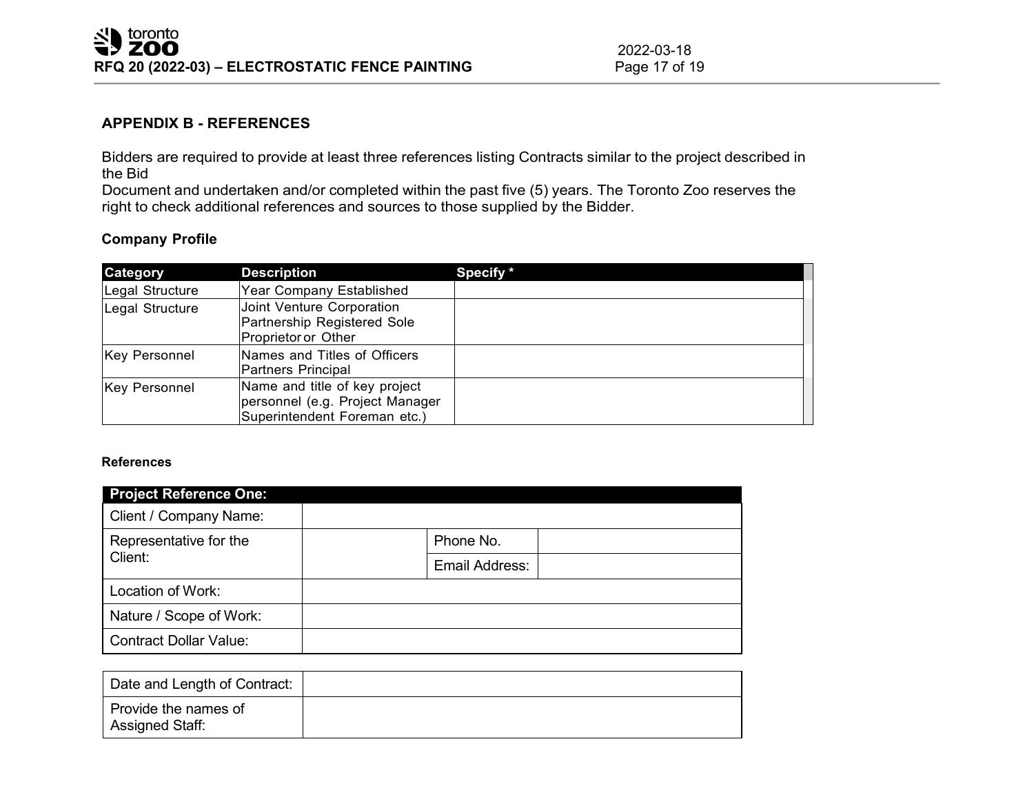## APPENDIX B - REFERENCES

Bidders are required to provide at least three references listing Contracts similar to the project described in the Bid Document and undertaken and/or completed within the past five (5) years. The Toronto Zoo reserves the right to check additional references and sources to those supplied by the Bidder.

### Company Profile

| Category | Description | Specify * |
|---|---|---|
| Legal Structure | Year Company Established | |
| Legal Structure | Joint Venture Corporation Partnership Registered Sole Proprietor or Other | |
| Key Personnel | Names and Titles of Officers Partners Principal | |
| Key Personnel | Name and title of key project personnel (e.g. Project Manager Superintendent Foreman etc.) | |

#### References

| Project Reference One: | | | |
|---|---|---|---|
| Client / Company Name: | | | |
| Representative for the Client: | | Phone No. | |
| | | Email Address: | |
| Location of Work: | | | |
| Nature / Scope of Work: | | | |
| Contract Dollar Value: | | | |

| | |
|---|---|
| Date and Length of Contract: | |
| Provide the names of Assigned Staff: | |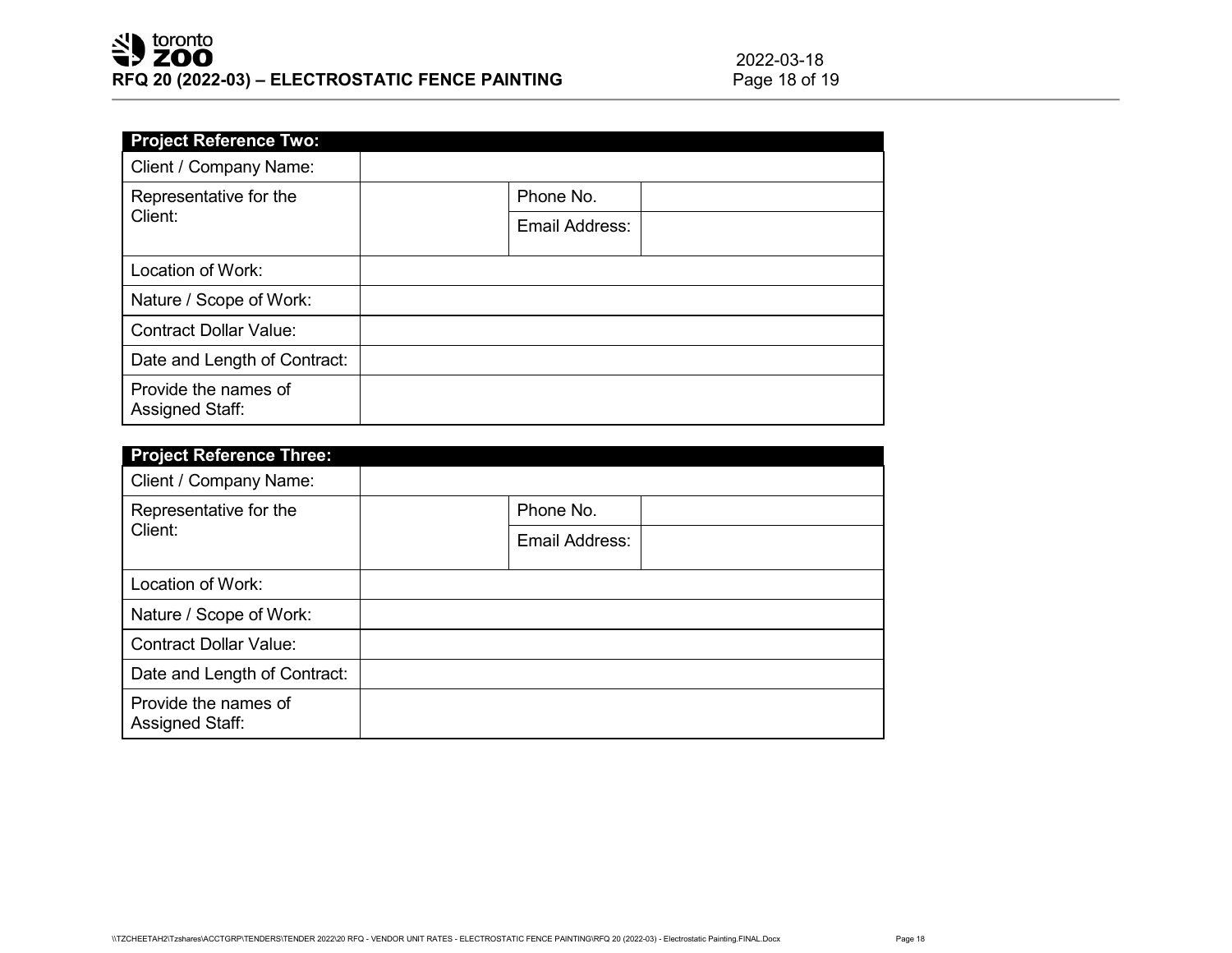| **Project Reference Two:** | | | |
|---|---|---|---|
| Client / Company Name: | | | |
| Representative for the Client: | | Phone No. | |
| | | Email Address: | |
| Location of Work: | | | |
| Nature / Scope of Work: | | | |
| Contract Dollar Value: | | | |
| Date and Length of Contract: | | | |
| Provide the names of Assigned Staff: | | | |

| **Project Reference Three:** | | | |
|---|---|---|---|
| Client / Company Name: | | | |
| Representative for the Client: | | Phone No. | |
| | | Email Address: | |
| Location of Work: | | | |
| Nature / Scope of Work: | | | |
| Contract Dollar Value: | | | |
| Date and Length of Contract: | | | |
| Provide the names of Assigned Staff: | | | |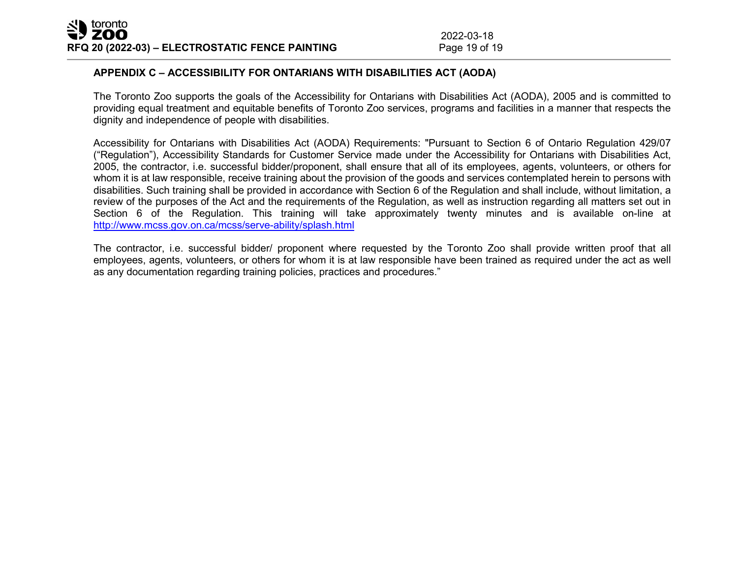## APPENDIX C – ACCESSIBILITY FOR ONTARIANS WITH DISABILITIES ACT (AODA)

The Toronto Zoo supports the goals of the Accessibility for Ontarians with Disabilities Act (AODA), 2005 and is committed to providing equal treatment and equitable benefits of Toronto Zoo services, programs and facilities in a manner that respects the dignity and independence of people with disabilities.

Accessibility for Ontarians with Disabilities Act (AODA) Requirements: "Pursuant to Section 6 of Ontario Regulation 429/07 (“Regulation”), Accessibility Standards for Customer Service made under the Accessibility for Ontarians with Disabilities Act, 2005, the contractor, i.e. successful bidder/proponent, shall ensure that all of its employees, agents, volunteers, or others for whom it is at law responsible, receive training about the provision of the goods and services contemplated herein to persons with disabilities. Such training shall be provided in accordance with Section 6 of the Regulation and shall include, without limitation, a review of the purposes of the Act and the requirements of the Regulation, as well as instruction regarding all matters set out in Section 6 of the Regulation. This training will take approximately twenty minutes and is available on-line at http://www.mcss.gov.on.ca/mcss/serve-ability/splash.html

The contractor, i.e. successful bidder/ proponent where requested by the Toronto Zoo shall provide written proof that all employees, agents, volunteers, or others for whom it is at law responsible have been trained as required under the act as well as any documentation regarding training policies, practices and procedures.”